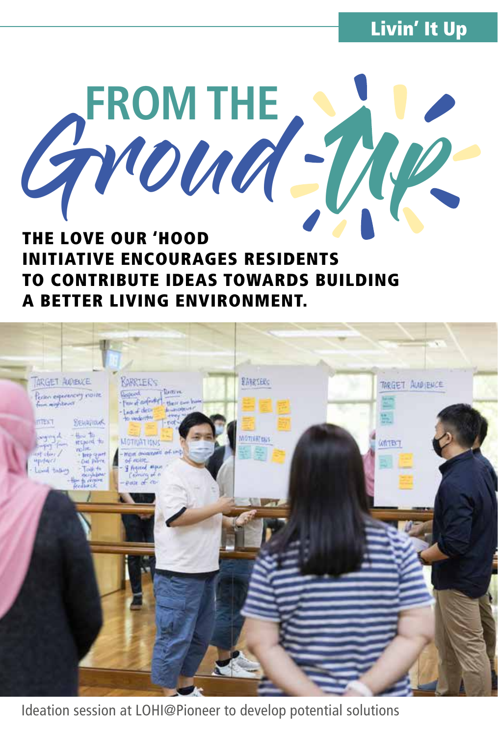Livin' It Up

# FROM THE Ground-Up

**THE LOVE OUR 'HOOD INITIATIVE ENCOURAGES RESIDENTS TO CONTRIBUTE IDEAS TOWARDS BUILDING A BETTER LIVING ENVIRONMENT.**

Ideation session at LOHI@Pioneer to develop potential solutions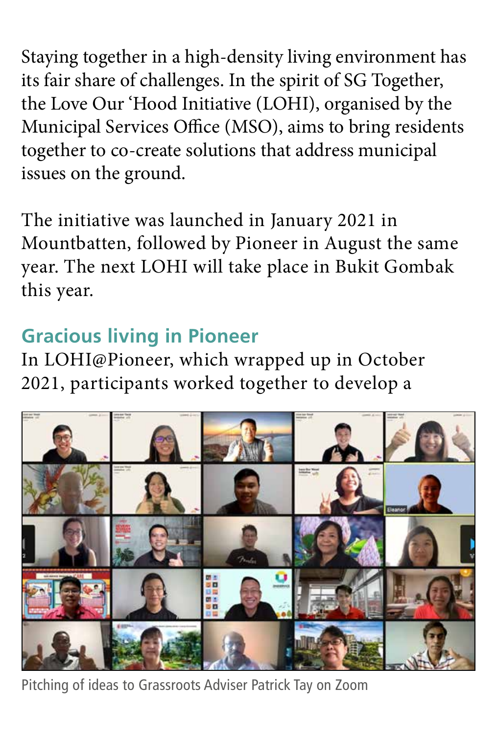Staying together in a high-density living environment has its fair share of challenges. In the spirit of SG Together, the Love Our 'Hood Initiative (LOHI), organised by the Municipal Services Office (MSO), aims to bring residents together to co-create solutions that address municipal issues on the ground.

The initiative was launched in January 2021 in Mountbatten, followed by Pioneer in August the same year. The next LOHI will take place in Bukit Gombak this year.

## Gracious living in Pioneer

In LOHI@Pioneer, which wrapped up in October 2021, participants worked together to develop a

Pitching of ideas to Grassroots Adviser Patrick Tay on Zoom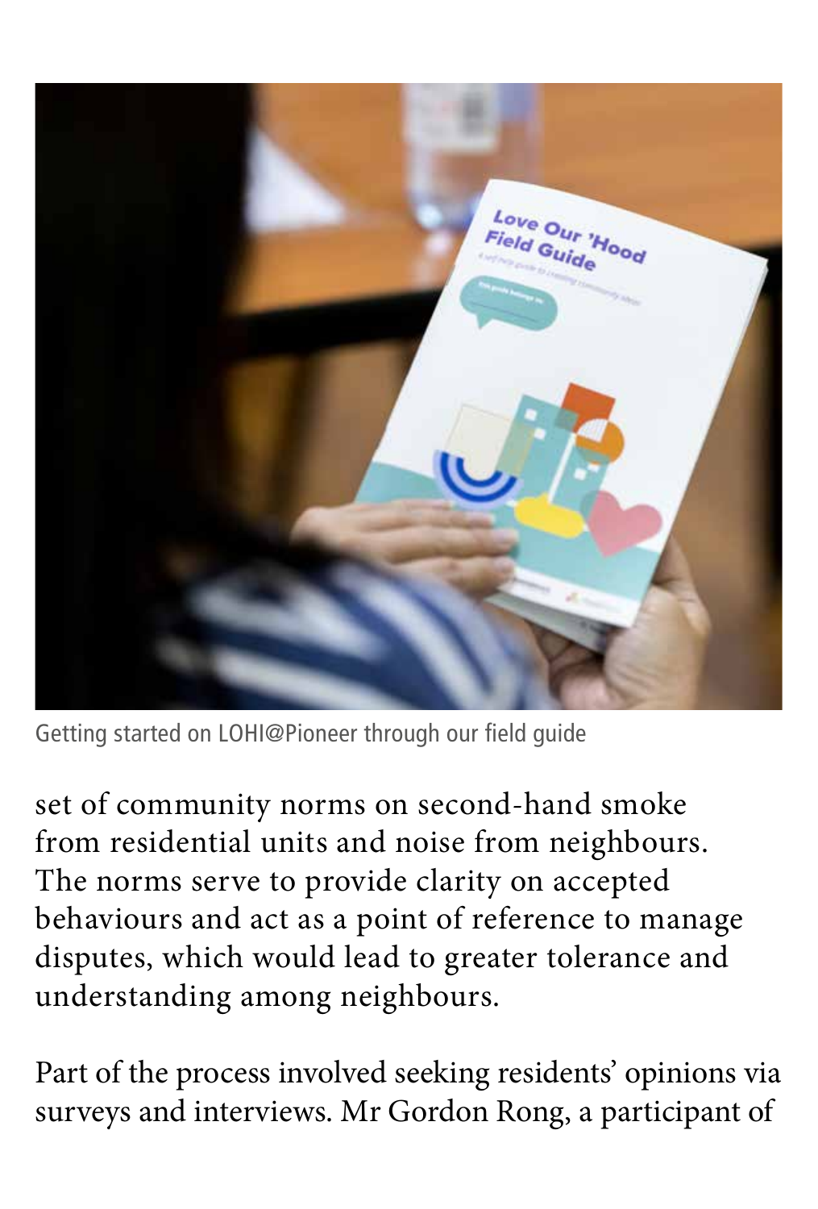Getting started on LOHI@Pioneer through our field guide

set of community norms on second-hand smoke from residential units and noise from neighbours. The norms serve to provide clarity on accepted behaviours and act as a point of reference to manage disputes, which would lead to greater tolerance and understanding among neighbours.

Part of the process involved seeking residents' opinions via surveys and interviews. Mr Gordon Rong, a participant of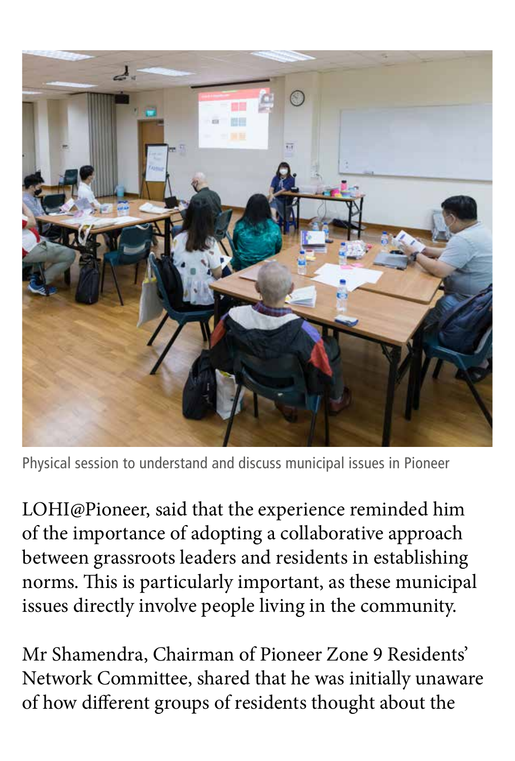Physical session to understand and discuss municipal issues in Pioneer

LOHI@Pioneer, said that the experience reminded him of the importance of adopting a collaborative approach between grassroots leaders and residents in establishing norms. This is particularly important, as these municipal issues directly involve people living in the community.

Mr Shamendra, Chairman of Pioneer Zone 9 Residents' Network Committee, shared that he was initially unaware of how different groups of residents thought about the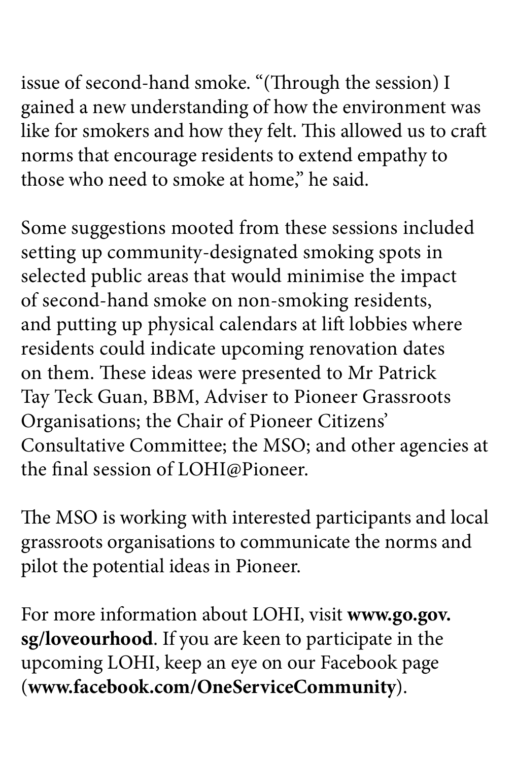issue of second-hand smoke. "(Through the session) I gained a new understanding of how the environment was like for smokers and how they felt. This allowed us to craft norms that encourage residents to extend empathy to those who need to smoke at home," he said.

Some suggestions mooted from these sessions included setting up community-designated smoking spots in selected public areas that would minimise the impact of second-hand smoke on non-smoking residents, and putting up physical calendars at lift lobbies where residents could indicate upcoming renovation dates on them. These ideas were presented to Mr Patrick Tay Teck Guan, BBM, Adviser to Pioneer Grassroots Organisations; the Chair of Pioneer Citizens' Consultative Committee; the MSO; and other agencies at the final session of LOHI@Pioneer.

The MSO is working with interested participants and local grassroots organisations to communicate the norms and pilot the potential ideas in Pioneer.

For more information about LOHI, visit **www.go.gov.sg/loveourhood**. If you are keen to participate in the upcoming LOHI, keep an eye on our Facebook page (**www.facebook.com/OneServiceCommunity**).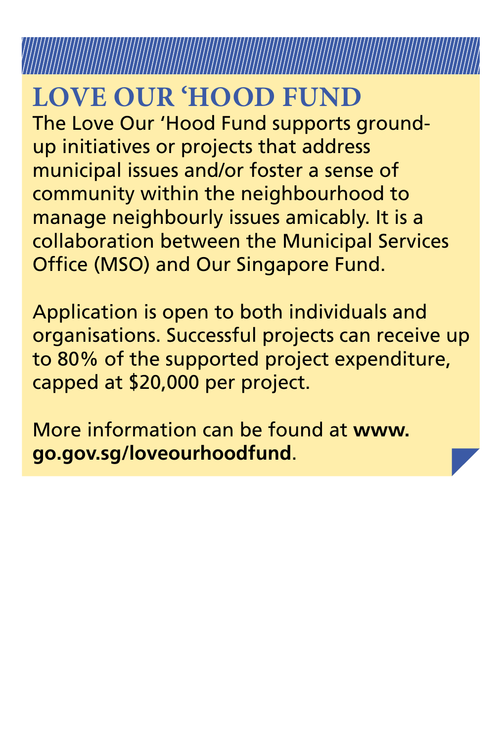## LOVE OUR 'HOOD FUND

The Love Our 'Hood Fund supports ground-up initiatives or projects that address municipal issues and/or foster a sense of community within the neighbourhood to manage neighbourly issues amicably. It is a collaboration between the Municipal Services Office (MSO) and Our Singapore Fund.

Application is open to both individuals and organisations. Successful projects can receive up to 80% of the supported project expenditure, capped at $20,000 per project.

More information can be found at **www.go.gov.sg/loveourhoodfund**.